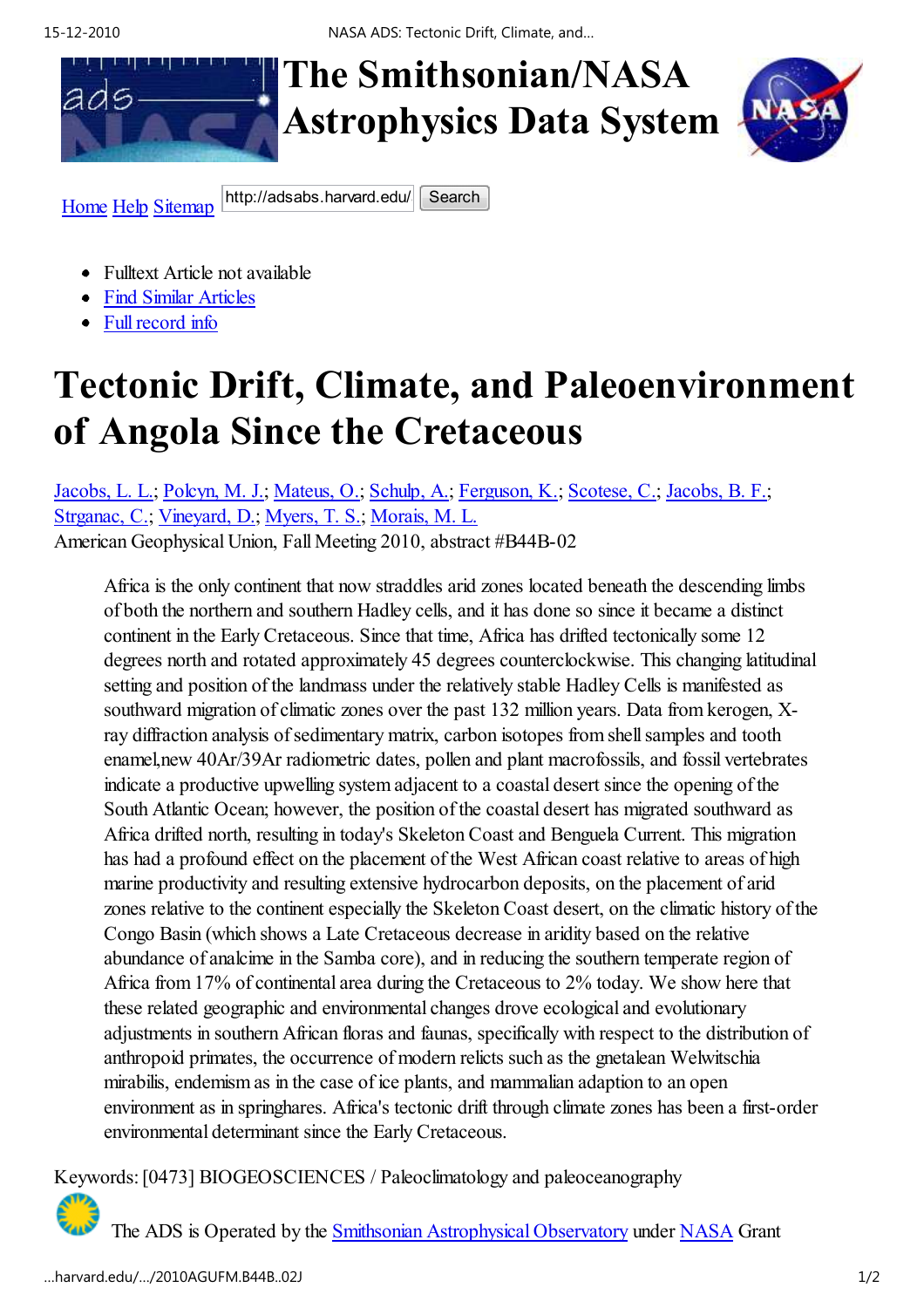# The Smithsonian/NASA Astrophysics Data System

Home Help Sitemap

- Fulltext Article not available
- Find Similar Articles
- Full record info

# Tectonic Drift, Climate, and Paleoenvironment of Angola Since the Cretaceous

Jacobs, L. L.; Polcyn, M. J.; Mateus, O.; Schulp, A.; Ferguson, K.; Scotese, C.; Jacobs, B. F.; Strganac, C.; Vineyard, D.; Myers, T. S.; Morais, M. L.

American Geophysical Union, Fall Meeting 2010, abstract #B44B-02

> Africa is the only continent that now straddles arid zones located beneath the descending limbs of both the northern and southern Hadley cells, and it has done so since it became a distinct continent in the Early Cretaceous. Since that time, Africa has drifted tectonically some 12 degrees north and rotated approximately 45 degrees counterclockwise. This changing latitudinal setting and position of the landmass under the relatively stable Hadley Cells is manifested as southward migration of climatic zones over the past 132 million years. Data from kerogen, X-ray diffraction analysis of sedimentary matrix, carbon isotopes from shell samples and tooth enamel,new 40Ar/39Ar radiometric dates, pollen and plant macrofossils, and fossil vertebrates indicate a productive upwelling system adjacent to a coastal desert since the opening of the South Atlantic Ocean; however, the position of the coastal desert has migrated southward as Africa drifted north, resulting in today's Skeleton Coast and Benguela Current. This migration has had a profound effect on the placement of the West African coast relative to areas of high marine productivity and resulting extensive hydrocarbon deposits, on the placement of arid zones relative to the continent especially the Skeleton Coast desert, on the climatic history of the Congo Basin (which shows a Late Cretaceous decrease in aridity based on the relative abundance of analcime in the Samba core), and in reducing the southern temperate region of Africa from 17% of continental area during the Cretaceous to 2% today. We show here that these related geographic and environmental changes drove ecological and evolutionary adjustments in southern African floras and faunas, specifically with respect to the distribution of anthropoid primates, the occurrence of modern relicts such as the gnetalean Welwitschia mirabilis, endemism as in the case of ice plants, and mammalian adaption to an open environment as in springhares. Africa's tectonic drift through climate zones has been a first-order environmental determinant since the Early Cretaceous.

Keywords: [0473] BIOGEOSCIENCES / Paleoclimatology and paleoceanography

The ADS is Operated by the Smithsonian Astrophysical Observatory under NASA Grant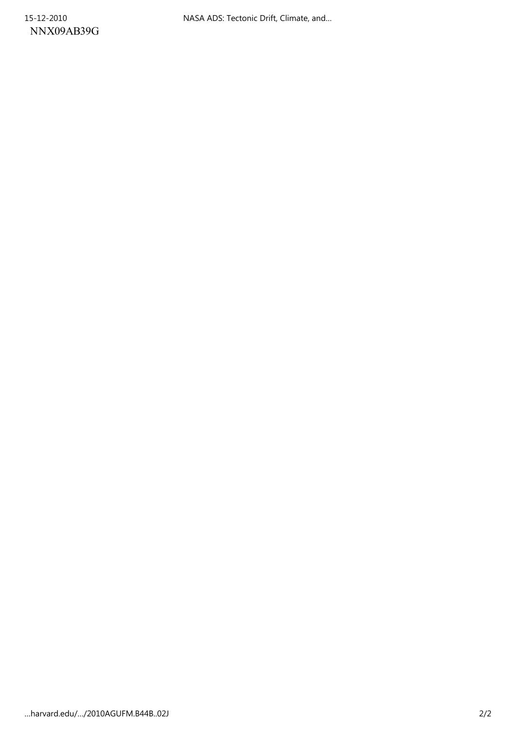NNX09AB39G